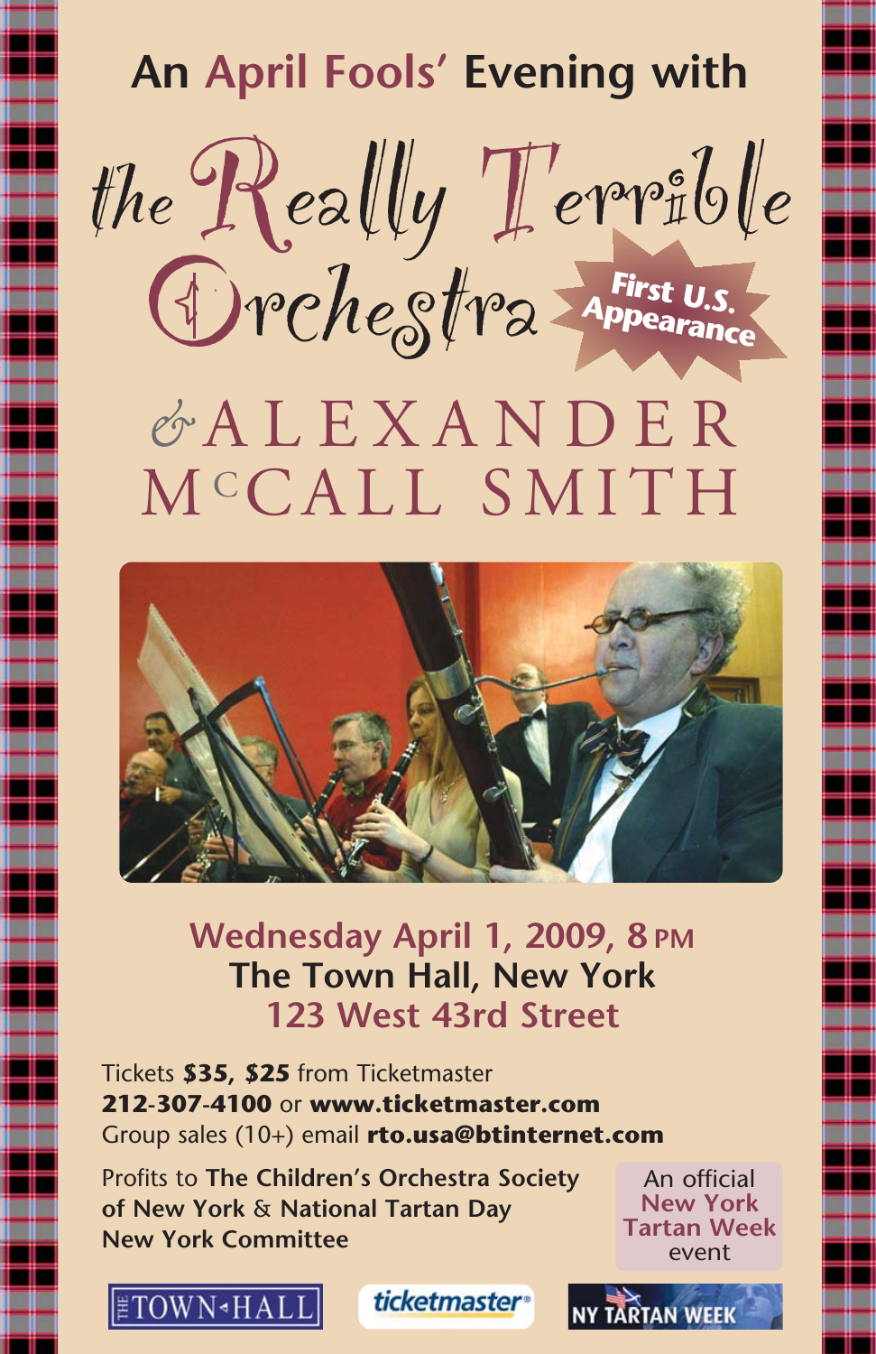# An April Fools' Evening with

# the Really Terrible Orchestra

**First U.S. Appearance**

# & ALEXANDER McCALL SMITH

**Wednesday April 1, 2009, 8 PM**
**The Town Hall, New York**
**123 West 43rd Street**

Tickets **$35, $25** from Ticketmaster
**212-307-4100** or **www.ticketmaster.com**
Group sales (10+) email **rto.usa@btinternet.com**

Profits to **The Children's Orchestra Society of New York** & **National Tartan Day New York Committee**

An official **New York Tartan Week** event

THE TOWN HALL · ticketmaster · NY TARTAN WEEK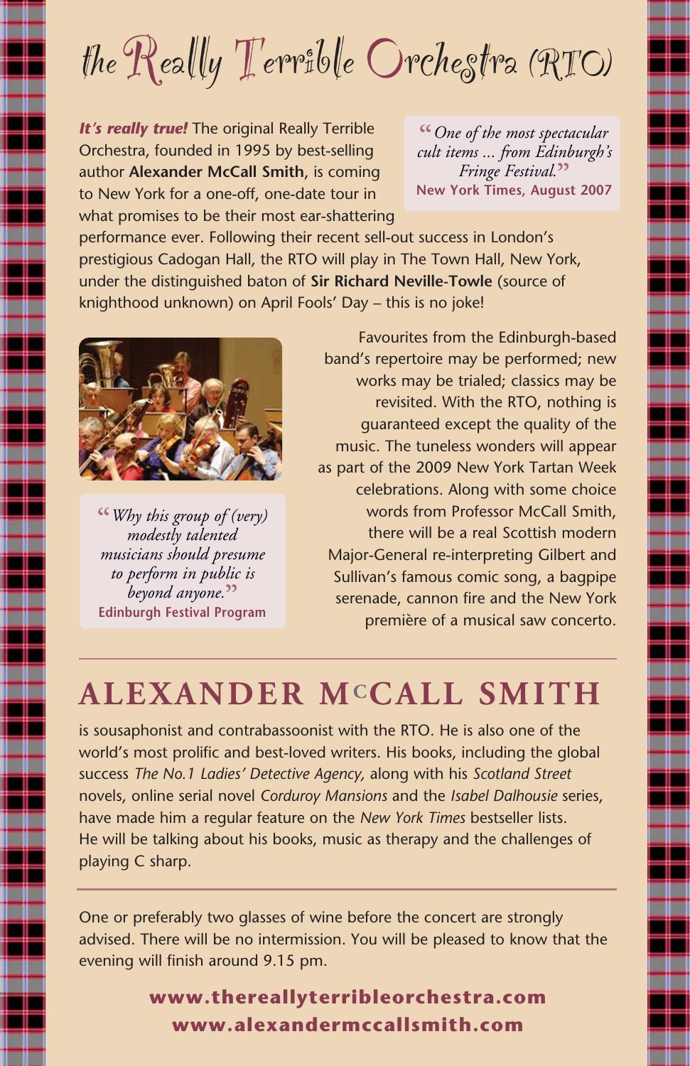# the Really Terrible Orchestra (RTO)

***It's really true!*** The original Really Terrible Orchestra, founded in 1995 by best-selling author **Alexander McCall Smith**, is coming to New York for a one-off, one-date tour in what promises to be their most ear-shattering performance ever. Following their recent sell-out success in London's prestigious Cadogan Hall, the RTO will play in The Town Hall, New York, under the distinguished baton of **Sir Richard Neville-Towle** (source of knighthood unknown) on April Fools' Day – this is no joke!

> *"One of the most spectacular cult items ... from Edinburgh's Fringe Festival."*
> **New York Times, August 2007**

Favourites from the Edinburgh-based band's repertoire may be performed; new works may be trialed; classics may be revisited. With the RTO, nothing is guaranteed except the quality of the music. The tuneless wonders will appear as part of the 2009 New York Tartan Week celebrations. Along with some choice words from Professor McCall Smith, there will be a real Scottish modern Major-General re-interpreting Gilbert and Sullivan's famous comic song, a bagpipe serenade, cannon fire and the New York première of a musical saw concerto.

> *"Why this group of (very) modestly talented musicians should presume to perform in public is beyond anyone."*
> **Edinburgh Festival Program**

## ALEXANDER McCALL SMITH

is sousaphonist and contrabassoonist with the RTO. He is also one of the world's most prolific and best-loved writers. His books, including the global success *The No.1 Ladies' Detective Agency,* along with his *Scotland Street* novels, online serial novel *Corduroy Mansions* and the *Isabel Dalhousie* series, have made him a regular feature on the *New York Times* bestseller lists. He will be talking about his books, music as therapy and the challenges of playing C sharp.

One or preferably two glasses of wine before the concert are strongly advised. There will be no intermission. You will be pleased to know that the evening will finish around 9.15 pm.

**www.thereallyterribleorchestra.com**
**www.alexandermccallsmith.com**